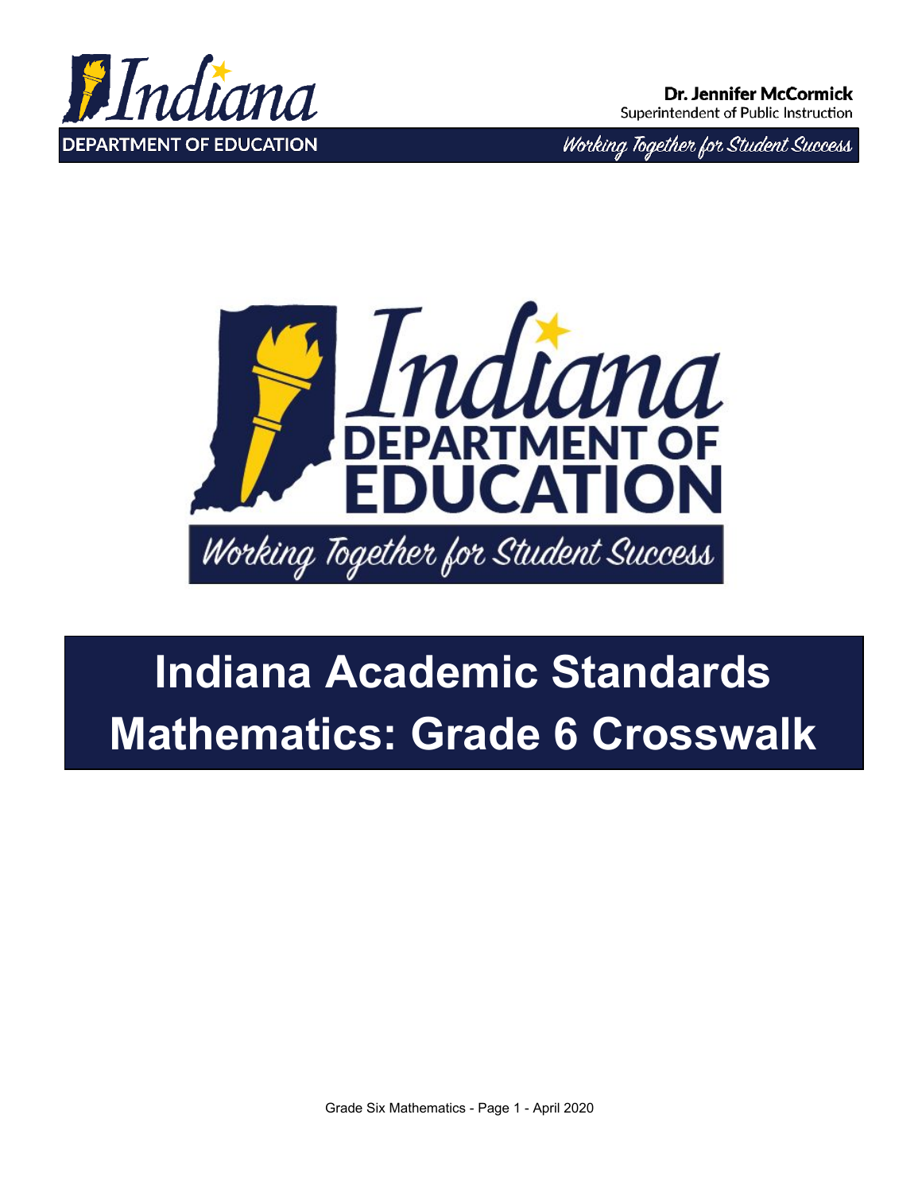Dr. Jennifer McCormick
Superintendent of Public Instruction

# Indiana Academic Standards Mathematics: Grade 6 Crosswalk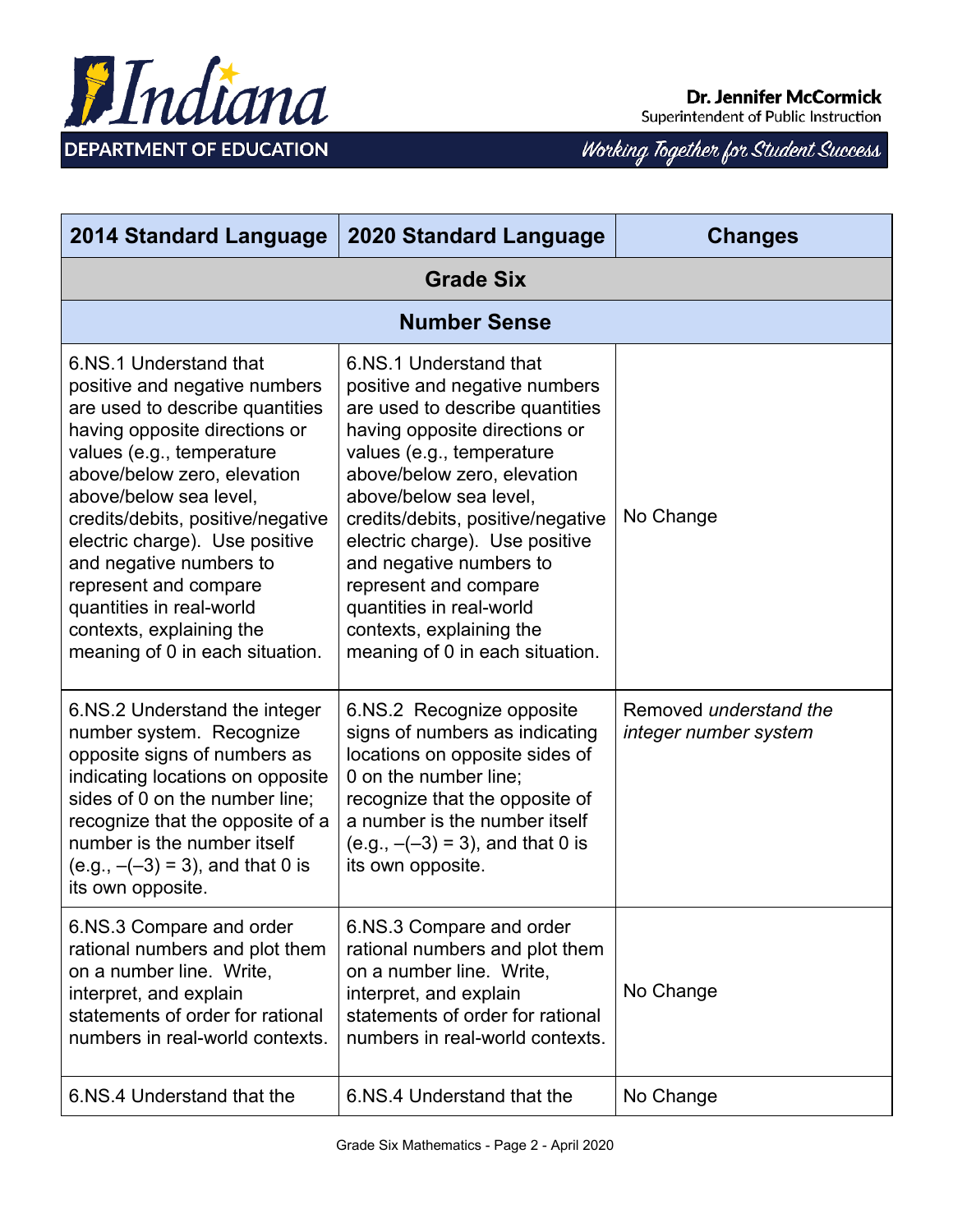| 2014 Standard Language | 2020 Standard Language | Changes |
|---|---|---|
| **Grade Six** | | |
| **Number Sense** | | |
| 6.NS.1 Understand that positive and negative numbers are used to describe quantities having opposite directions or values (e.g., temperature above/below zero, elevation above/below sea level, credits/debits, positive/negative electric charge). Use positive and negative numbers to represent and compare quantities in real-world contexts, explaining the meaning of 0 in each situation. | 6.NS.1 Understand that positive and negative numbers are used to describe quantities having opposite directions or values (e.g., temperature above/below zero, elevation above/below sea level, credits/debits, positive/negative electric charge). Use positive and negative numbers to represent and compare quantities in real-world contexts, explaining the meaning of 0 in each situation. | No Change |
| 6.NS.2 Understand the integer number system. Recognize opposite signs of numbers as indicating locations on opposite sides of 0 on the number line; recognize that the opposite of a number is the number itself (e.g., –(–3) = 3), and that 0 is its own opposite. | 6.NS.2 Recognize opposite signs of numbers as indicating locations on opposite sides of 0 on the number line; recognize that the opposite of a number is the number itself (e.g., –(–3) = 3), and that 0 is its own opposite. | Removed *understand the integer number system* |
| 6.NS.3 Compare and order rational numbers and plot them on a number line. Write, interpret, and explain statements of order for rational numbers in real-world contexts. | 6.NS.3 Compare and order rational numbers and plot them on a number line. Write, interpret, and explain statements of order for rational numbers in real-world contexts. | No Change |
| 6.NS.4 Understand that the | 6.NS.4 Understand that the | No Change |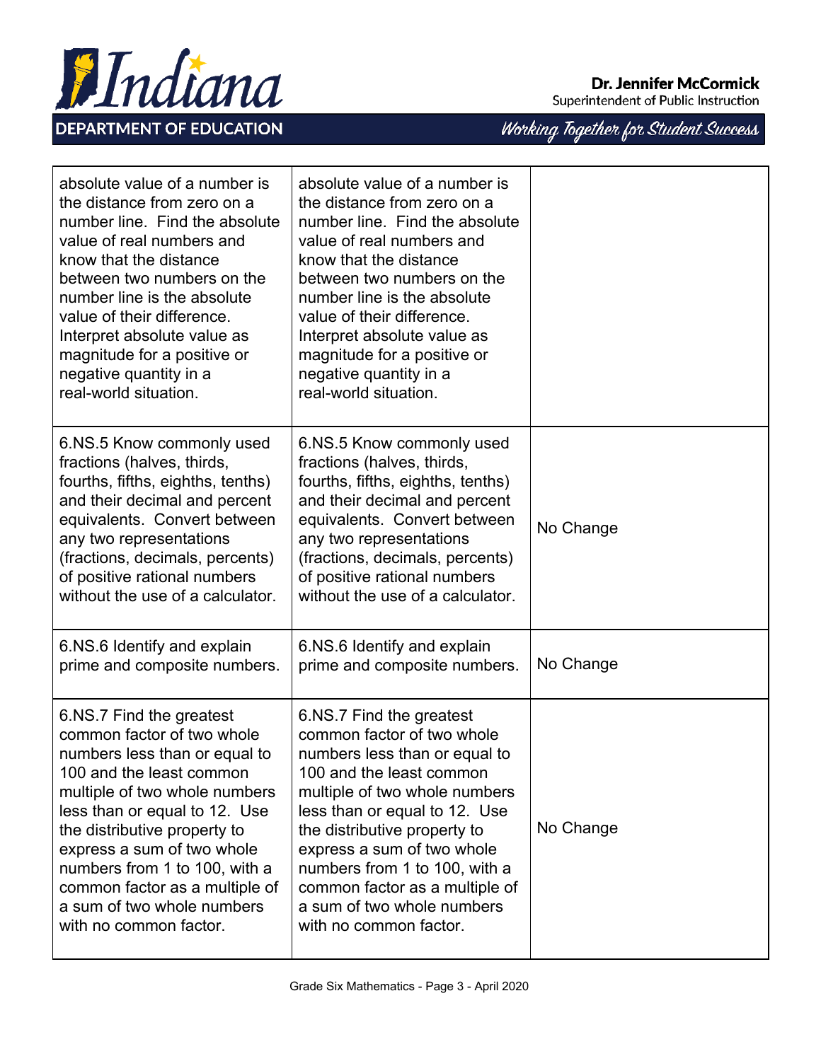| | | |
|---|---|---|
| absolute value of a number is the distance from zero on a number line. Find the absolute value of real numbers and know that the distance between two numbers on the number line is the absolute value of their difference. Interpret absolute value as magnitude for a positive or negative quantity in a real-world situation. | absolute value of a number is the distance from zero on a number line. Find the absolute value of real numbers and know that the distance between two numbers on the number line is the absolute value of their difference. Interpret absolute value as magnitude for a positive or negative quantity in a real-world situation. | |
| 6.NS.5 Know commonly used fractions (halves, thirds, fourths, fifths, eighths, tenths) and their decimal and percent equivalents. Convert between any two representations (fractions, decimals, percents) of positive rational numbers without the use of a calculator. | 6.NS.5 Know commonly used fractions (halves, thirds, fourths, fifths, eighths, tenths) and their decimal and percent equivalents. Convert between any two representations (fractions, decimals, percents) of positive rational numbers without the use of a calculator. | No Change |
| 6.NS.6 Identify and explain prime and composite numbers. | 6.NS.6 Identify and explain prime and composite numbers. | No Change |
| 6.NS.7 Find the greatest common factor of two whole numbers less than or equal to 100 and the least common multiple of two whole numbers less than or equal to 12. Use the distributive property to express a sum of two whole numbers from 1 to 100, with a common factor as a multiple of a sum of two whole numbers with no common factor. | 6.NS.7 Find the greatest common factor of two whole numbers less than or equal to 100 and the least common multiple of two whole numbers less than or equal to 12. Use the distributive property to express a sum of two whole numbers from 1 to 100, with a common factor as a multiple of a sum of two whole numbers with no common factor. | No Change |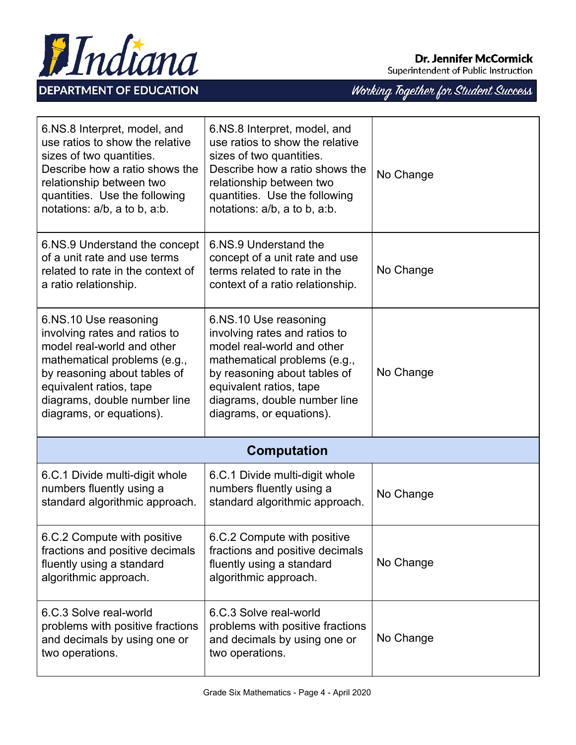| | | |
|---|---|---|
| 6.NS.8 Interpret, model, and use ratios to show the relative sizes of two quantities. Describe how a ratio shows the relationship between two quantities. Use the following notations: a/b, a to b, a:b. | 6.NS.8 Interpret, model, and use ratios to show the relative sizes of two quantities. Describe how a ratio shows the relationship between two quantities. Use the following notations: a/b, a to b, a:b. | No Change |
| 6.NS.9 Understand the concept of a unit rate and use terms related to rate in the context of a ratio relationship. | 6.NS.9 Understand the concept of a unit rate and use terms related to rate in the context of a ratio relationship. | No Change |
| 6.NS.10 Use reasoning involving rates and ratios to model real-world and other mathematical problems (e.g., by reasoning about tables of equivalent ratios, tape diagrams, double number line diagrams, or equations). | 6.NS.10 Use reasoning involving rates and ratios to model real-world and other mathematical problems (e.g., by reasoning about tables of equivalent ratios, tape diagrams, double number line diagrams, or equations). | No Change |
| **Computation** | | |
| 6.C.1 Divide multi-digit whole numbers fluently using a standard algorithmic approach. | 6.C.1 Divide multi-digit whole numbers fluently using a standard algorithmic approach. | No Change |
| 6.C.2 Compute with positive fractions and positive decimals fluently using a standard algorithmic approach. | 6.C.2 Compute with positive fractions and positive decimals fluently using a standard algorithmic approach. | No Change |
| 6.C.3 Solve real-world problems with positive fractions and decimals by using one or two operations. | 6.C.3 Solve real-world problems with positive fractions and decimals by using one or two operations. | No Change |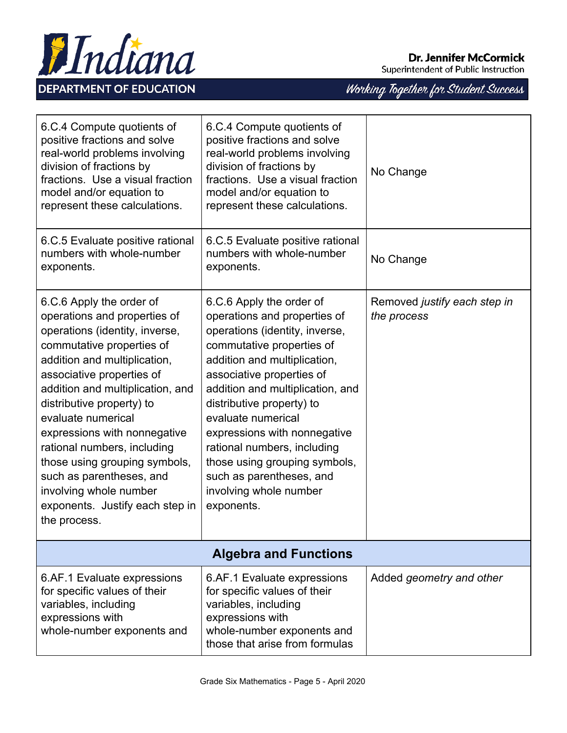| | | |
|---|---|---|
| 6.C.4 Compute quotients of positive fractions and solve real-world problems involving division of fractions by fractions. Use a visual fraction model and/or equation to represent these calculations. | 6.C.4 Compute quotients of positive fractions and solve real-world problems involving division of fractions by fractions. Use a visual fraction model and/or equation to represent these calculations. | No Change |
| 6.C.5 Evaluate positive rational numbers with whole-number exponents. | 6.C.5 Evaluate positive rational numbers with whole-number exponents. | No Change |
| 6.C.6 Apply the order of operations and properties of operations (identity, inverse, commutative properties of addition and multiplication, associative properties of addition and multiplication, and distributive property) to evaluate numerical expressions with nonnegative rational numbers, including those using grouping symbols, such as parentheses, and involving whole number exponents. Justify each step in the process. | 6.C.6 Apply the order of operations and properties of operations (identity, inverse, commutative properties of addition and multiplication, associative properties of addition and multiplication, and distributive property) to evaluate numerical expressions with nonnegative rational numbers, including those using grouping symbols, such as parentheses, and involving whole number exponents. | Removed *justify each step in the process* |
| **Algebra and Functions** | | |
| 6.AF.1 Evaluate expressions for specific values of their variables, including expressions with whole-number exponents and | 6.AF.1 Evaluate expressions for specific values of their variables, including expressions with whole-number exponents and those that arise from formulas | Added *geometry and other* |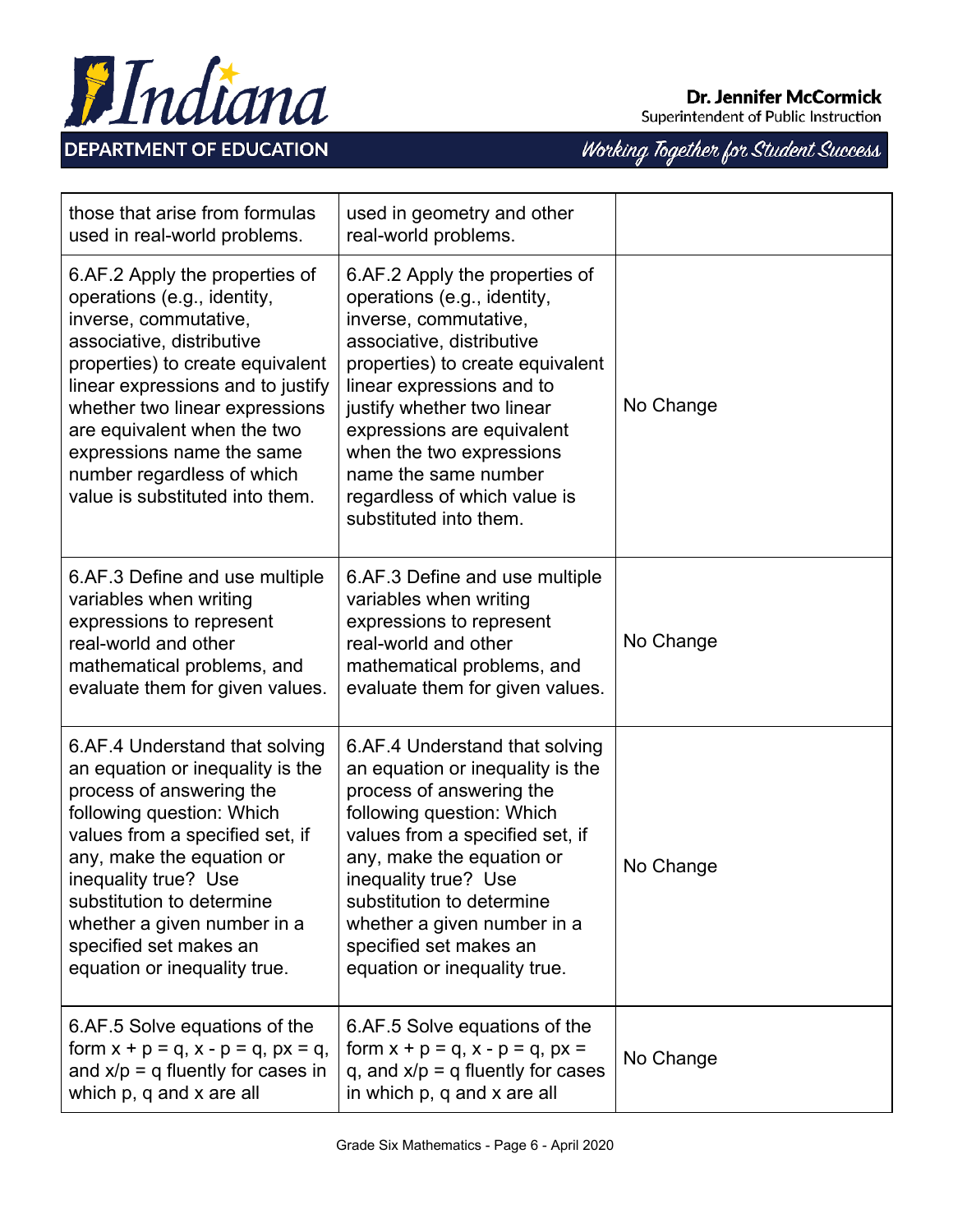| | | |
|---|---|---|
| those that arise from formulas used in real-world problems. | used in geometry and other real-world problems. | |
| 6.AF.2 Apply the properties of operations (e.g., identity, inverse, commutative, associative, distributive properties) to create equivalent linear expressions and to justify whether two linear expressions are equivalent when the two expressions name the same number regardless of which value is substituted into them. | 6.AF.2 Apply the properties of operations (e.g., identity, inverse, commutative, associative, distributive properties) to create equivalent linear expressions and to justify whether two linear expressions are equivalent when the two expressions name the same number regardless of which value is substituted into them. | No Change |
| 6.AF.3 Define and use multiple variables when writing expressions to represent real-world and other mathematical problems, and evaluate them for given values. | 6.AF.3 Define and use multiple variables when writing expressions to represent real-world and other mathematical problems, and evaluate them for given values. | No Change |
| 6.AF.4 Understand that solving an equation or inequality is the process of answering the following question: Which values from a specified set, if any, make the equation or inequality true? Use substitution to determine whether a given number in a specified set makes an equation or inequality true. | 6.AF.4 Understand that solving an equation or inequality is the process of answering the following question: Which values from a specified set, if any, make the equation or inequality true? Use substitution to determine whether a given number in a specified set makes an equation or inequality true. | No Change |
| 6.AF.5 Solve equations of the form $x + p = q$, $x - p = q$, $px = q$, and $x/p = q$ fluently for cases in which p, q and x are all | 6.AF.5 Solve equations of the form $x + p = q$, $x - p = q$, $px = q$, and $x/p = q$ fluently for cases in which p, q and x are all | No Change |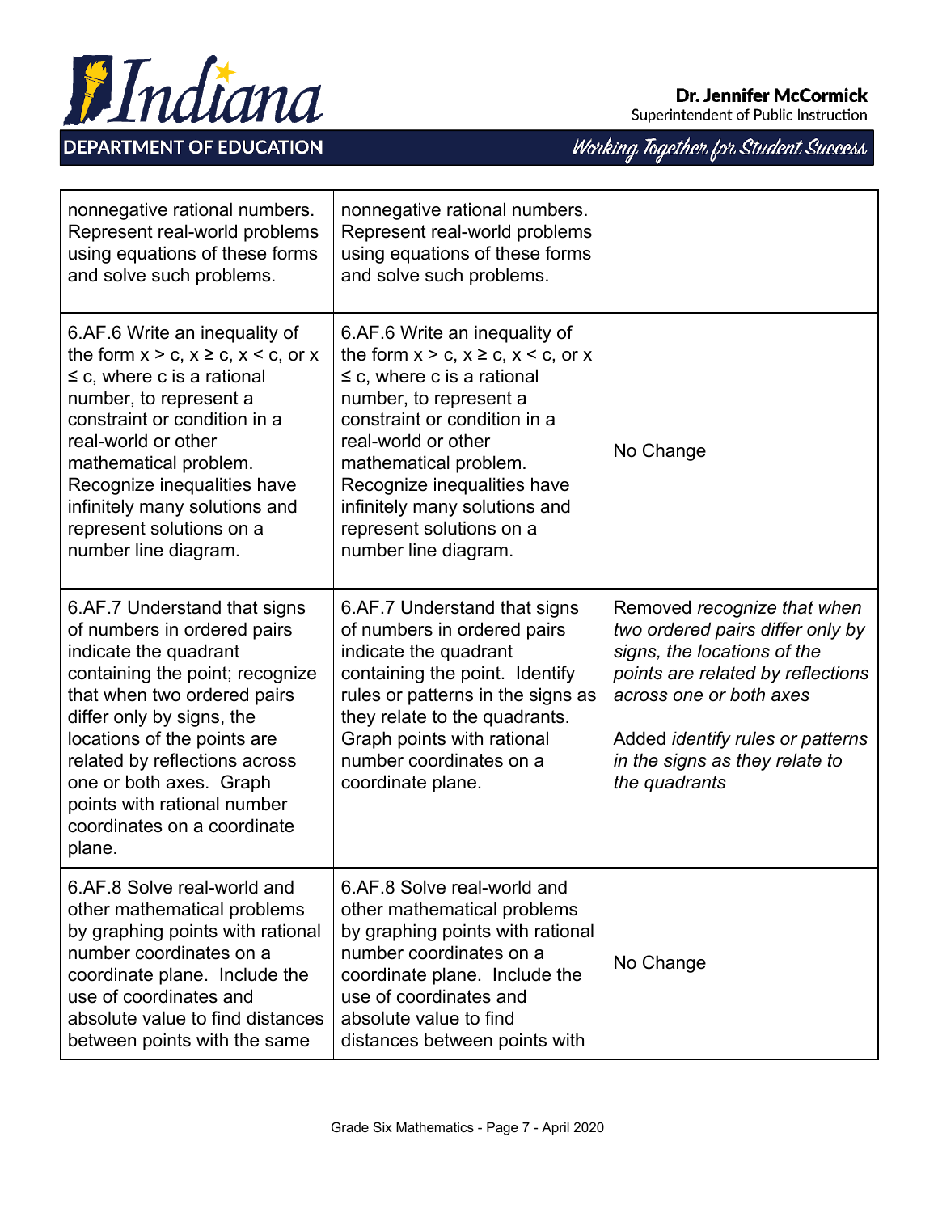| | | |
|---|---|---|
| nonnegative rational numbers. Represent real-world problems using equations of these forms and solve such problems. | nonnegative rational numbers. Represent real-world problems using equations of these forms and solve such problems. | |
| 6.AF.6 Write an inequality of the form $x > c$, $x \geq c$, $x < c$, or $x \leq c$, where c is a rational number, to represent a constraint or condition in a real-world or other mathematical problem. Recognize inequalities have infinitely many solutions and represent solutions on a number line diagram. | 6.AF.6 Write an inequality of the form $x > c$, $x \geq c$, $x < c$, or $x \leq c$, where c is a rational number, to represent a constraint or condition in a real-world or other mathematical problem. Recognize inequalities have infinitely many solutions and represent solutions on a number line diagram. | No Change |
| 6.AF.7 Understand that signs of numbers in ordered pairs indicate the quadrant containing the point; recognize that when two ordered pairs differ only by signs, the locations of the points are related by reflections across one or both axes. Graph points with rational number coordinates on a coordinate plane. | 6.AF.7 Understand that signs of numbers in ordered pairs indicate the quadrant containing the point. Identify rules or patterns in the signs as they relate to the quadrants. Graph points with rational number coordinates on a coordinate plane. | Removed *recognize that when two ordered pairs differ only by signs, the locations of the points are related by reflections across one or both axes*<br><br>Added *identify rules or patterns in the signs as they relate to the quadrants* |
| 6.AF.8 Solve real-world and other mathematical problems by graphing points with rational number coordinates on a coordinate plane. Include the use of coordinates and absolute value to find distances between points with the same | 6.AF.8 Solve real-world and other mathematical problems by graphing points with rational number coordinates on a coordinate plane. Include the use of coordinates and absolute value to find distances between points with | No Change |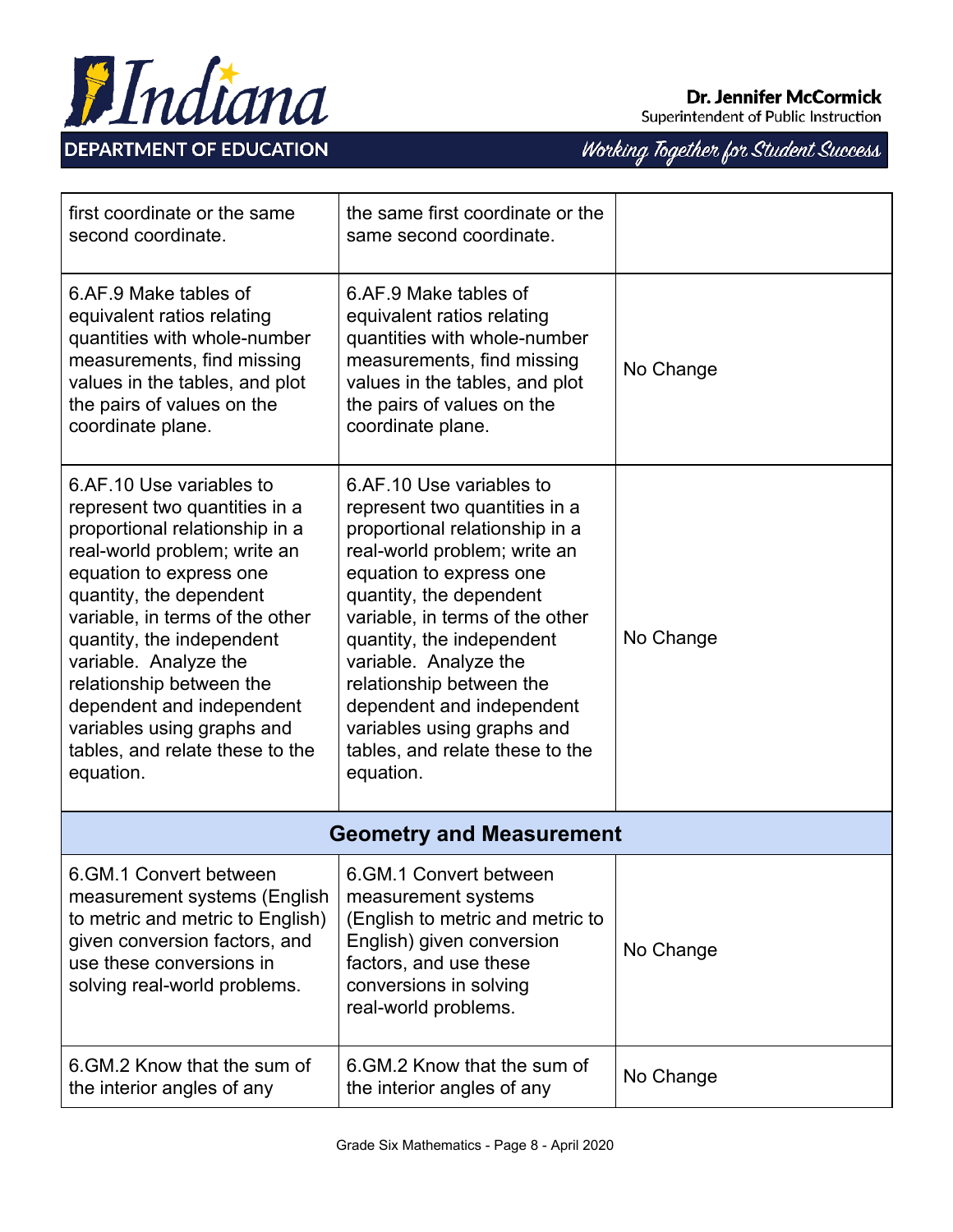| | | |
|---|---|---|
| first coordinate or the same second coordinate. | the same first coordinate or the same second coordinate. | |
| 6.AF.9 Make tables of equivalent ratios relating quantities with whole-number measurements, find missing values in the tables, and plot the pairs of values on the coordinate plane. | 6.AF.9 Make tables of equivalent ratios relating quantities with whole-number measurements, find missing values in the tables, and plot the pairs of values on the coordinate plane. | No Change |
| 6.AF.10 Use variables to represent two quantities in a proportional relationship in a real-world problem; write an equation to express one quantity, the dependent variable, in terms of the other quantity, the independent variable. Analyze the relationship between the dependent and independent variables using graphs and tables, and relate these to the equation. | 6.AF.10 Use variables to represent two quantities in a proportional relationship in a real-world problem; write an equation to express one quantity, the dependent variable, in terms of the other quantity, the independent variable. Analyze the relationship between the dependent and independent variables using graphs and tables, and relate these to the equation. | No Change |
| **Geometry and Measurement** | | |
| 6.GM.1 Convert between measurement systems (English to metric and metric to English) given conversion factors, and use these conversions in solving real-world problems. | 6.GM.1 Convert between measurement systems (English to metric and metric to English) given conversion factors, and use these conversions in solving real-world problems. | No Change |
| 6.GM.2 Know that the sum of the interior angles of any | 6.GM.2 Know that the sum of the interior angles of any | No Change |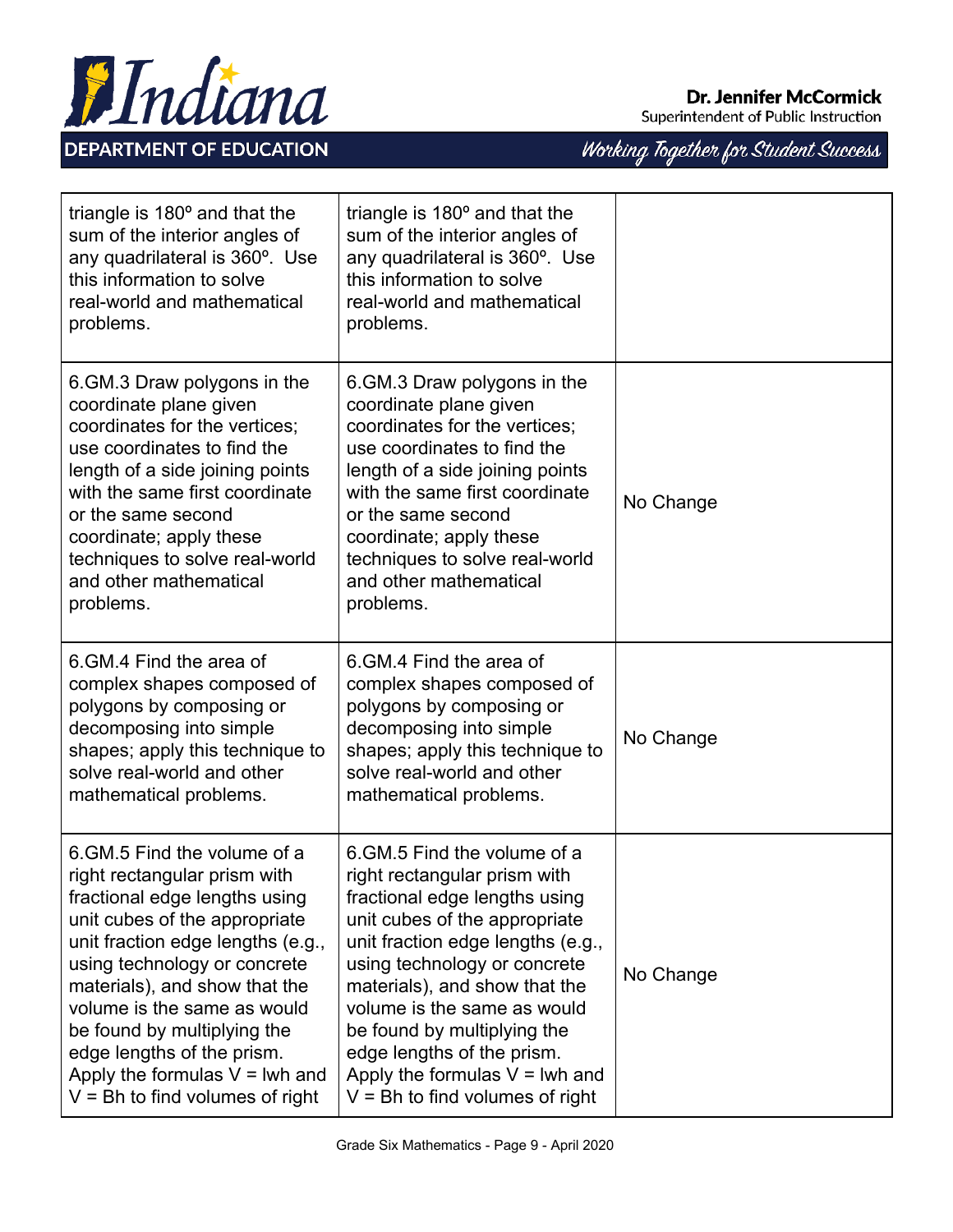| | | |
|---|---|---|
| triangle is 180º and that the sum of the interior angles of any quadrilateral is 360º. Use this information to solve real-world and mathematical problems. | triangle is 180º and that the sum of the interior angles of any quadrilateral is 360º. Use this information to solve real-world and mathematical problems. | |
| 6.GM.3 Draw polygons in the coordinate plane given coordinates for the vertices; use coordinates to find the length of a side joining points with the same first coordinate or the same second coordinate; apply these techniques to solve real-world and other mathematical problems. | 6.GM.3 Draw polygons in the coordinate plane given coordinates for the vertices; use coordinates to find the length of a side joining points with the same first coordinate or the same second coordinate; apply these techniques to solve real-world and other mathematical problems. | No Change |
| 6.GM.4 Find the area of complex shapes composed of polygons by composing or decomposing into simple shapes; apply this technique to solve real-world and other mathematical problems. | 6.GM.4 Find the area of complex shapes composed of polygons by composing or decomposing into simple shapes; apply this technique to solve real-world and other mathematical problems. | No Change |
| 6.GM.5 Find the volume of a right rectangular prism with fractional edge lengths using unit cubes of the appropriate unit fraction edge lengths (e.g., using technology or concrete materials), and show that the volume is the same as would be found by multiplying the edge lengths of the prism. Apply the formulas $V = lwh$ and $V = Bh$ to find volumes of right | 6.GM.5 Find the volume of a right rectangular prism with fractional edge lengths using unit cubes of the appropriate unit fraction edge lengths (e.g., using technology or concrete materials), and show that the volume is the same as would be found by multiplying the edge lengths of the prism. Apply the formulas $V = lwh$ and $V = Bh$ to find volumes of right | No Change |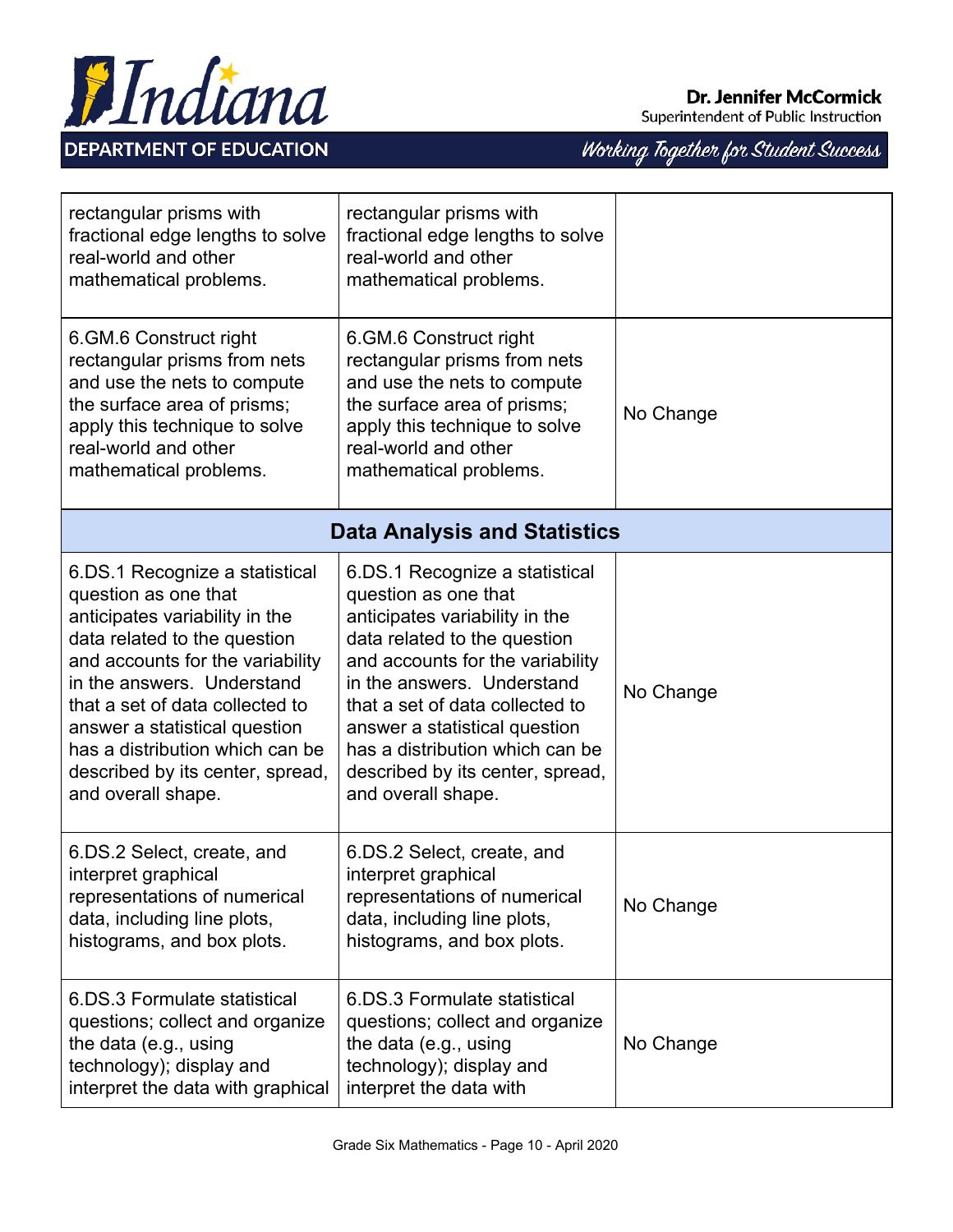| | | |
|---|---|---|
| rectangular prisms with fractional edge lengths to solve real-world and other mathematical problems. | rectangular prisms with fractional edge lengths to solve real-world and other mathematical problems. | |
| 6.GM.6 Construct right rectangular prisms from nets and use the nets to compute the surface area of prisms; apply this technique to solve real-world and other mathematical problems. | 6.GM.6 Construct right rectangular prisms from nets and use the nets to compute the surface area of prisms; apply this technique to solve real-world and other mathematical problems. | No Change |
| **Data Analysis and Statistics** | | |
| 6.DS.1 Recognize a statistical question as one that anticipates variability in the data related to the question and accounts for the variability in the answers. Understand that a set of data collected to answer a statistical question has a distribution which can be described by its center, spread, and overall shape. | 6.DS.1 Recognize a statistical question as one that anticipates variability in the data related to the question and accounts for the variability in the answers. Understand that a set of data collected to answer a statistical question has a distribution which can be described by its center, spread, and overall shape. | No Change |
| 6.DS.2 Select, create, and interpret graphical representations of numerical data, including line plots, histograms, and box plots. | 6.DS.2 Select, create, and interpret graphical representations of numerical data, including line plots, histograms, and box plots. | No Change |
| 6.DS.3 Formulate statistical questions; collect and organize the data (e.g., using technology); display and interpret the data with graphical | 6.DS.3 Formulate statistical questions; collect and organize the data (e.g., using technology); display and interpret the data with | No Change |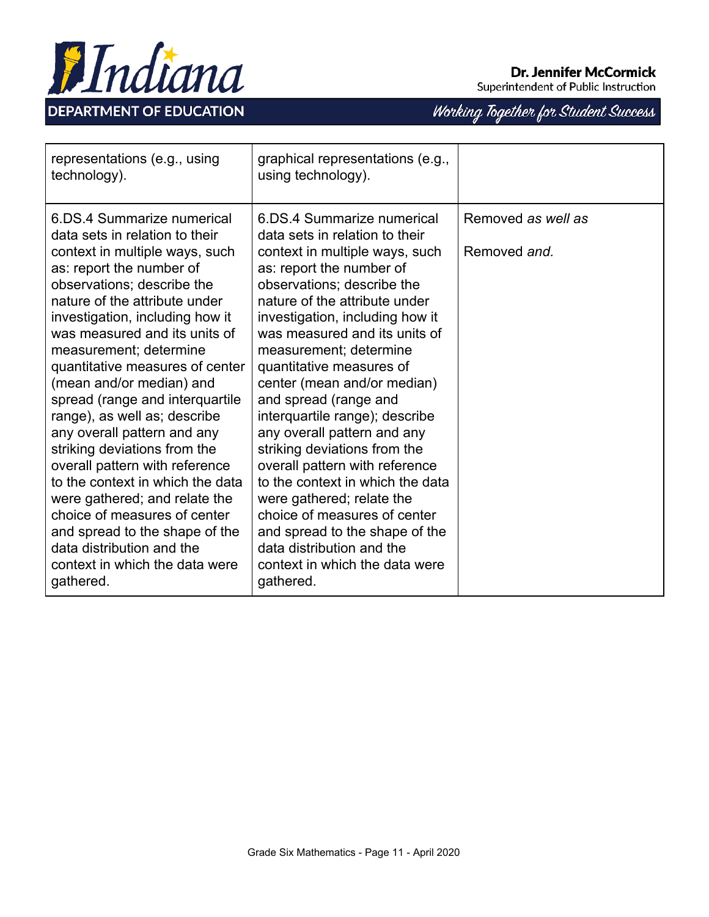| | | |
|---|---|---|
| representations (e.g., using technology). | graphical representations (e.g., using technology). | |
| 6.DS.4 Summarize numerical data sets in relation to their context in multiple ways, such as: report the number of observations; describe the nature of the attribute under investigation, including how it was measured and its units of measurement; determine quantitative measures of center (mean and/or median) and spread (range and interquartile range), as well as; describe any overall pattern and any striking deviations from the overall pattern with reference to the context in which the data were gathered; and relate the choice of measures of center and spread to the shape of the data distribution and the context in which the data were gathered. | 6.DS.4 Summarize numerical data sets in relation to their context in multiple ways, such as: report the number of observations; describe the nature of the attribute under investigation, including how it was measured and its units of measurement; determine quantitative measures of center (mean and/or median) and spread (range and interquartile range); describe any overall pattern and any striking deviations from the overall pattern with reference to the context in which the data were gathered; relate the choice of measures of center and spread to the shape of the data distribution and the context in which the data were gathered. | Removed *as well as*<br><br>Removed *and.* |